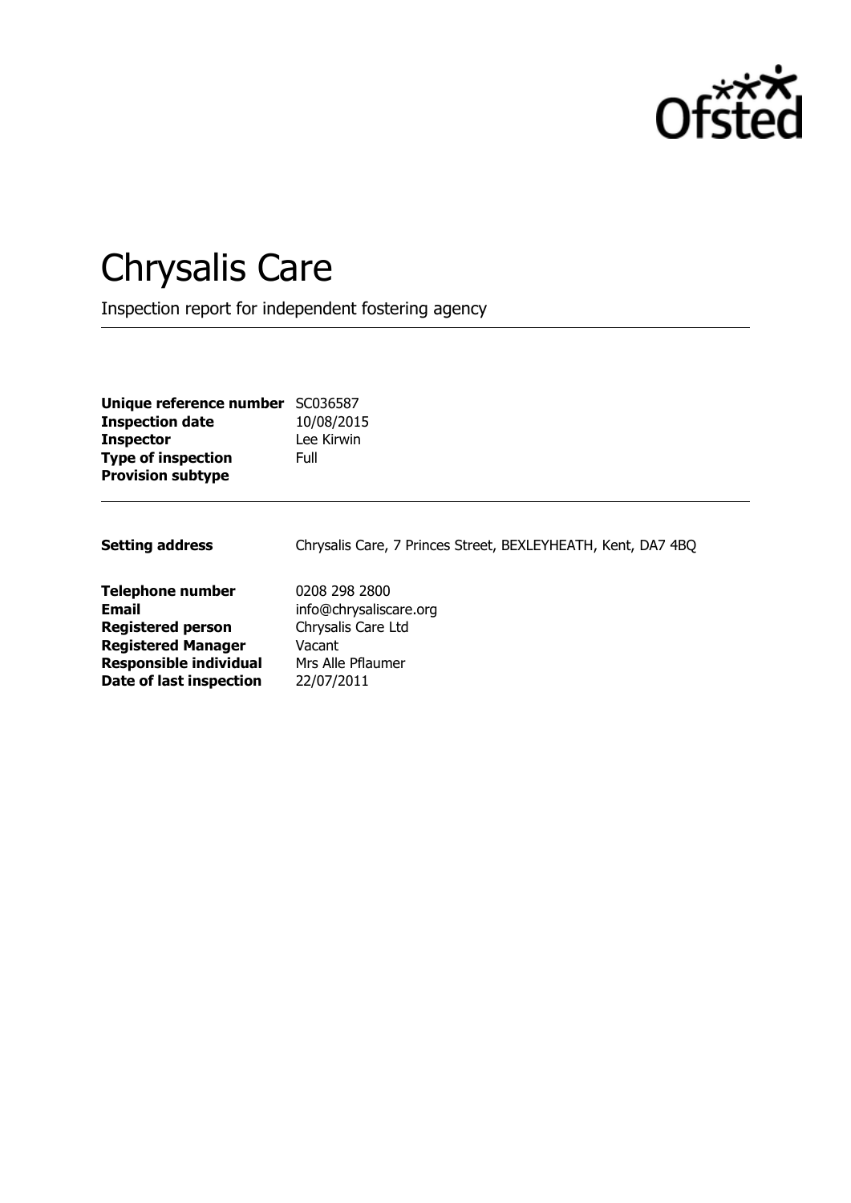# Chrysalis Care

Inspection report for independent fostering agency

| | |
|---|---|
| **Unique reference number** | SC036587 |
| **Inspection date** | 10/08/2015 |
| **Inspector** | Lee Kirwin |
| **Type of inspection** | Full |
| **Provision subtype** | |

| | |
|---|---|
| **Setting address** | Chrysalis Care, 7 Princes Street, BEXLEYHEATH, Kent, DA7 4BQ |
| **Telephone number** | 0208 298 2800 |
| **Email** | info@chrysaliscare.org |
| **Registered person** | Chrysalis Care Ltd |
| **Registered Manager** | Vacant |
| **Responsible individual** | Mrs Alle Pflaumer |
| **Date of last inspection** | 22/07/2011 |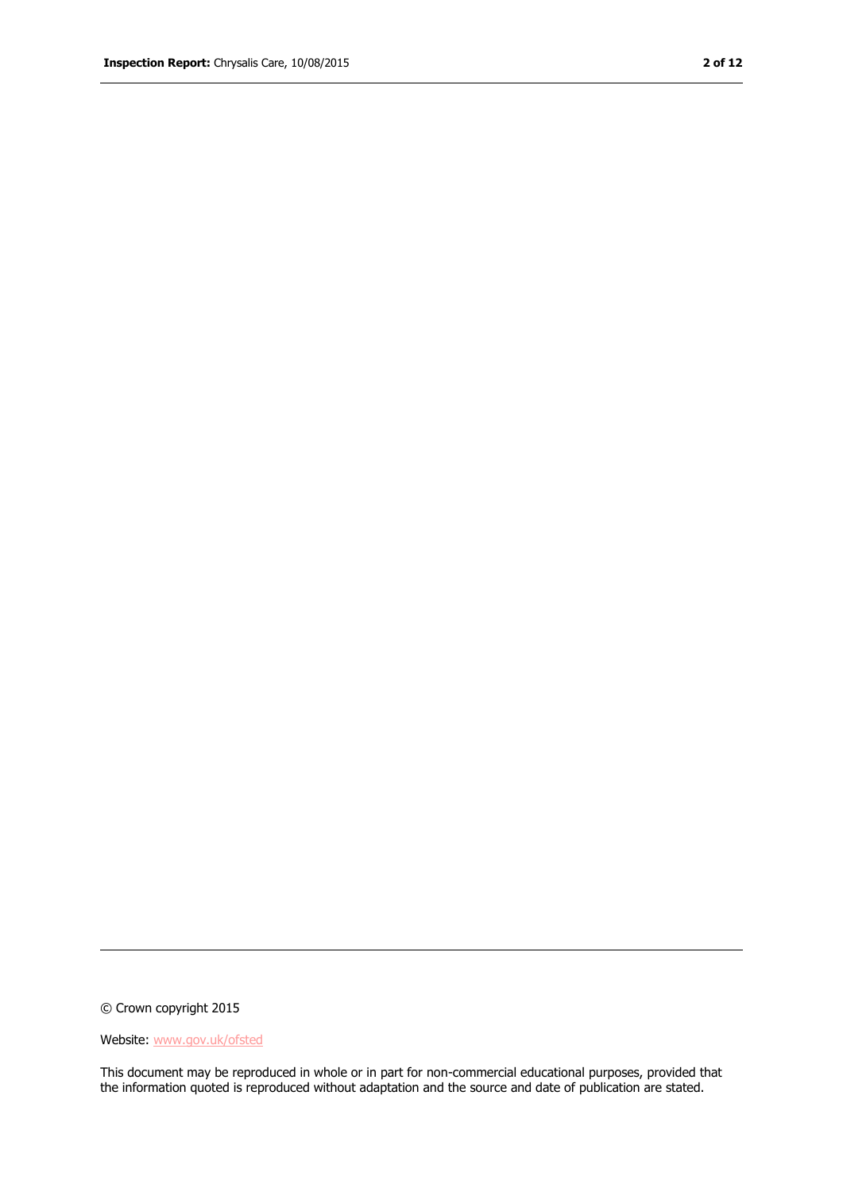© Crown copyright 2015

Website: www.gov.uk/ofsted

This document may be reproduced in whole or in part for non-commercial educational purposes, provided that the information quoted is reproduced without adaptation and the source and date of publication are stated.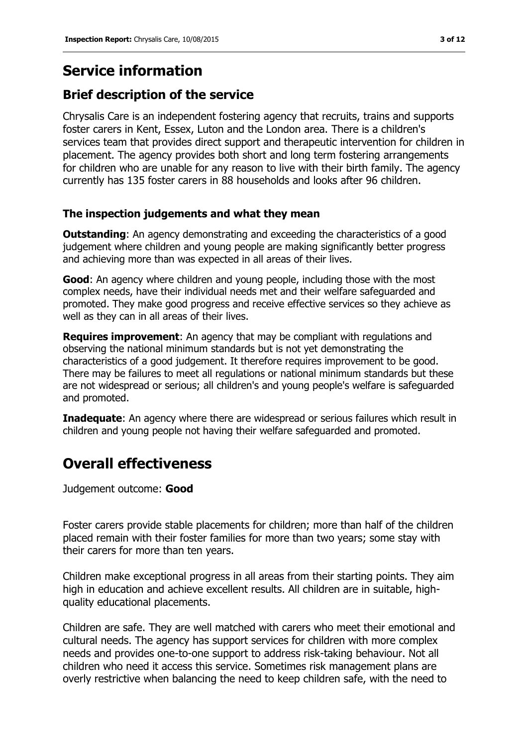# Service information

## Brief description of the service

Chrysalis Care is an independent fostering agency that recruits, trains and supports foster carers in Kent, Essex, Luton and the London area. There is a children's services team that provides direct support and therapeutic intervention for children in placement. The agency provides both short and long term fostering arrangements for children who are unable for any reason to live with their birth family. The agency currently has 135 foster carers in 88 households and looks after 96 children.

### The inspection judgements and what they mean

**Outstanding**: An agency demonstrating and exceeding the characteristics of a good judgement where children and young people are making significantly better progress and achieving more than was expected in all areas of their lives.

**Good**: An agency where children and young people, including those with the most complex needs, have their individual needs met and their welfare safeguarded and promoted. They make good progress and receive effective services so they achieve as well as they can in all areas of their lives.

**Requires improvement**: An agency that may be compliant with regulations and observing the national minimum standards but is not yet demonstrating the characteristics of a good judgement. It therefore requires improvement to be good. There may be failures to meet all regulations or national minimum standards but these are not widespread or serious; all children's and young people's welfare is safeguarded and promoted.

**Inadequate**: An agency where there are widespread or serious failures which result in children and young people not having their welfare safeguarded and promoted.

# Overall effectiveness

Judgement outcome: **Good**

Foster carers provide stable placements for children; more than half of the children placed remain with their foster families for more than two years; some stay with their carers for more than ten years.

Children make exceptional progress in all areas from their starting points. They aim high in education and achieve excellent results. All children are in suitable, high-quality educational placements.

Children are safe. They are well matched with carers who meet their emotional and cultural needs. The agency has support services for children with more complex needs and provides one-to-one support to address risk-taking behaviour. Not all children who need it access this service. Sometimes risk management plans are overly restrictive when balancing the need to keep children safe, with the need to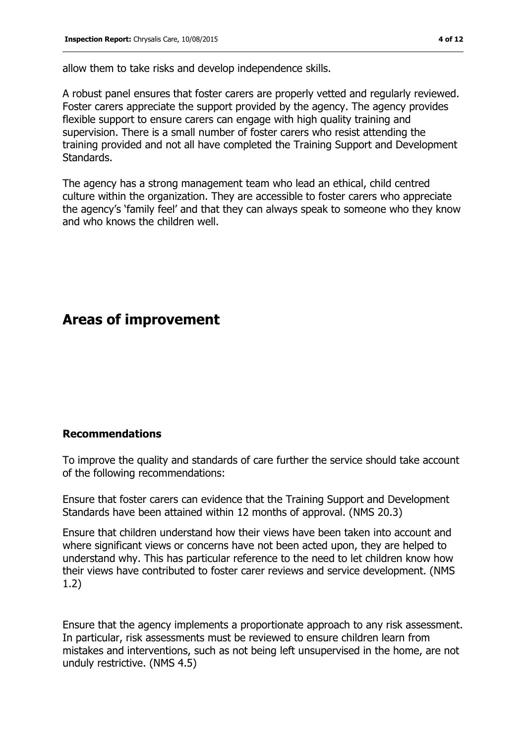allow them to take risks and develop independence skills.

A robust panel ensures that foster carers are properly vetted and regularly reviewed. Foster carers appreciate the support provided by the agency. The agency provides flexible support to ensure carers can engage with high quality training and supervision. There is a small number of foster carers who resist attending the training provided and not all have completed the Training Support and Development Standards.

The agency has a strong management team who lead an ethical, child centred culture within the organization. They are accessible to foster carers who appreciate the agency's 'family feel' and that they can always speak to someone who they know and who knows the children well.

## Areas of improvement

### Recommendations

To improve the quality and standards of care further the service should take account of the following recommendations:

Ensure that foster carers can evidence that the Training Support and Development Standards have been attained within 12 months of approval. (NMS 20.3)

Ensure that children understand how their views have been taken into account and where significant views or concerns have not been acted upon, they are helped to understand why. This has particular reference to the need to let children know how their views have contributed to foster carer reviews and service development. (NMS 1.2)

Ensure that the agency implements a proportionate approach to any risk assessment. In particular, risk assessments must be reviewed to ensure children learn from mistakes and interventions, such as not being left unsupervised in the home, are not unduly restrictive. (NMS 4.5)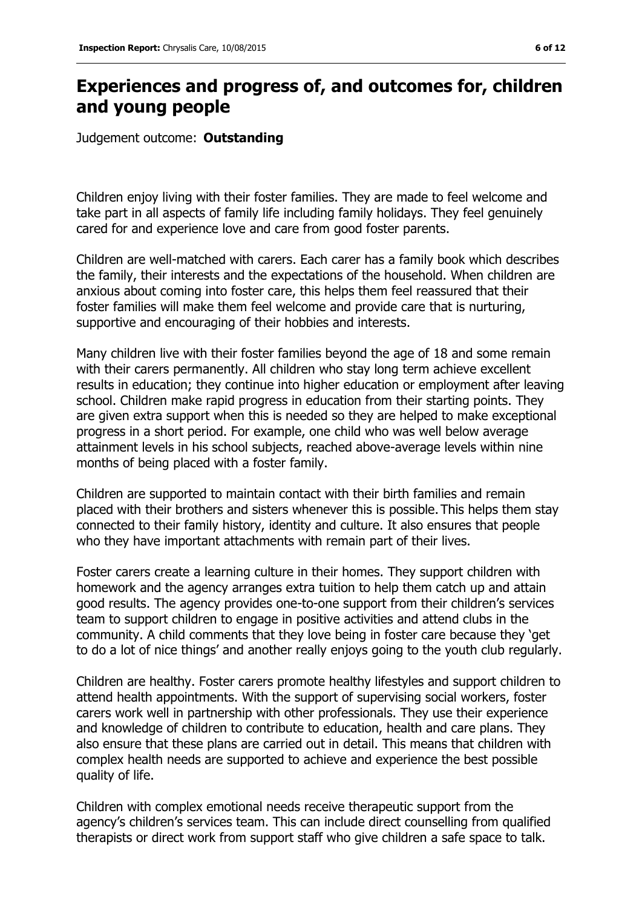## Experiences and progress of, and outcomes for, children and young people

Judgement outcome: **Outstanding**

Children enjoy living with their foster families. They are made to feel welcome and take part in all aspects of family life including family holidays. They feel genuinely cared for and experience love and care from good foster parents.

Children are well-matched with carers. Each carer has a family book which describes the family, their interests and the expectations of the household. When children are anxious about coming into foster care, this helps them feel reassured that their foster families will make them feel welcome and provide care that is nurturing, supportive and encouraging of their hobbies and interests.

Many children live with their foster families beyond the age of 18 and some remain with their carers permanently. All children who stay long term achieve excellent results in education; they continue into higher education or employment after leaving school. Children make rapid progress in education from their starting points. They are given extra support when this is needed so they are helped to make exceptional progress in a short period. For example, one child who was well below average attainment levels in his school subjects, reached above-average levels within nine months of being placed with a foster family.

Children are supported to maintain contact with their birth families and remain placed with their brothers and sisters whenever this is possible. This helps them stay connected to their family history, identity and culture. It also ensures that people who they have important attachments with remain part of their lives.

Foster carers create a learning culture in their homes. They support children with homework and the agency arranges extra tuition to help them catch up and attain good results. The agency provides one-to-one support from their children's services team to support children to engage in positive activities and attend clubs in the community. A child comments that they love being in foster care because they 'get to do a lot of nice things' and another really enjoys going to the youth club regularly.

Children are healthy. Foster carers promote healthy lifestyles and support children to attend health appointments. With the support of supervising social workers, foster carers work well in partnership with other professionals. They use their experience and knowledge of children to contribute to education, health and care plans. They also ensure that these plans are carried out in detail. This means that children with complex health needs are supported to achieve and experience the best possible quality of life.

Children with complex emotional needs receive therapeutic support from the agency's children's services team. This can include direct counselling from qualified therapists or direct work from support staff who give children a safe space to talk.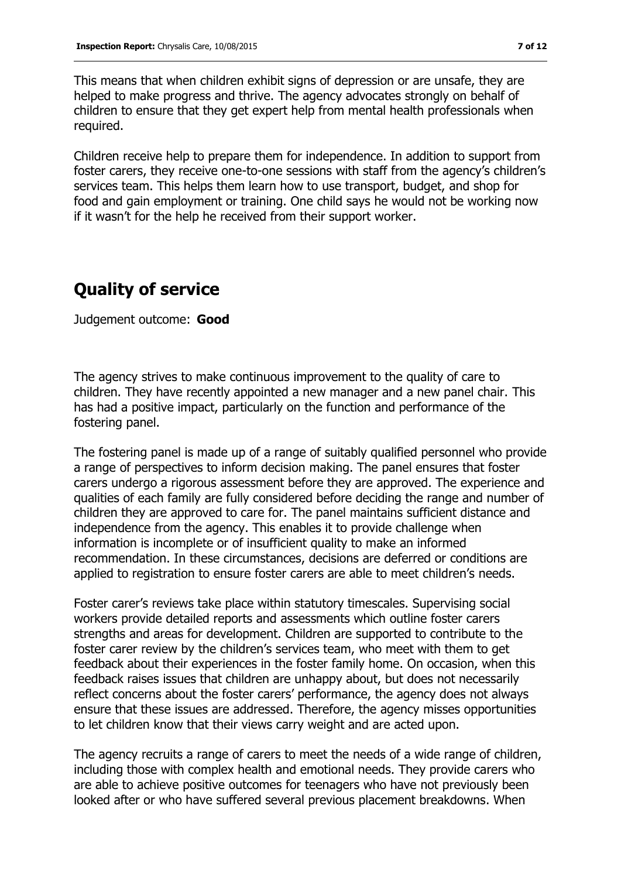This means that when children exhibit signs of depression or are unsafe, they are helped to make progress and thrive. The agency advocates strongly on behalf of children to ensure that they get expert help from mental health professionals when required.

Children receive help to prepare them for independence. In addition to support from foster carers, they receive one-to-one sessions with staff from the agency's children's services team. This helps them learn how to use transport, budget, and shop for food and gain employment or training. One child says he would not be working now if it wasn't for the help he received from their support worker.

## Quality of service

Judgement outcome: **Good**

The agency strives to make continuous improvement to the quality of care to children. They have recently appointed a new manager and a new panel chair. This has had a positive impact, particularly on the function and performance of the fostering panel.

The fostering panel is made up of a range of suitably qualified personnel who provide a range of perspectives to inform decision making. The panel ensures that foster carers undergo a rigorous assessment before they are approved. The experience and qualities of each family are fully considered before deciding the range and number of children they are approved to care for. The panel maintains sufficient distance and independence from the agency. This enables it to provide challenge when information is incomplete or of insufficient quality to make an informed recommendation. In these circumstances, decisions are deferred or conditions are applied to registration to ensure foster carers are able to meet children's needs.

Foster carer's reviews take place within statutory timescales. Supervising social workers provide detailed reports and assessments which outline foster carers strengths and areas for development. Children are supported to contribute to the foster carer review by the children's services team, who meet with them to get feedback about their experiences in the foster family home. On occasion, when this feedback raises issues that children are unhappy about, but does not necessarily reflect concerns about the foster carers' performance, the agency does not always ensure that these issues are addressed. Therefore, the agency misses opportunities to let children know that their views carry weight and are acted upon.

The agency recruits a range of carers to meet the needs of a wide range of children, including those with complex health and emotional needs. They provide carers who are able to achieve positive outcomes for teenagers who have not previously been looked after or who have suffered several previous placement breakdowns. When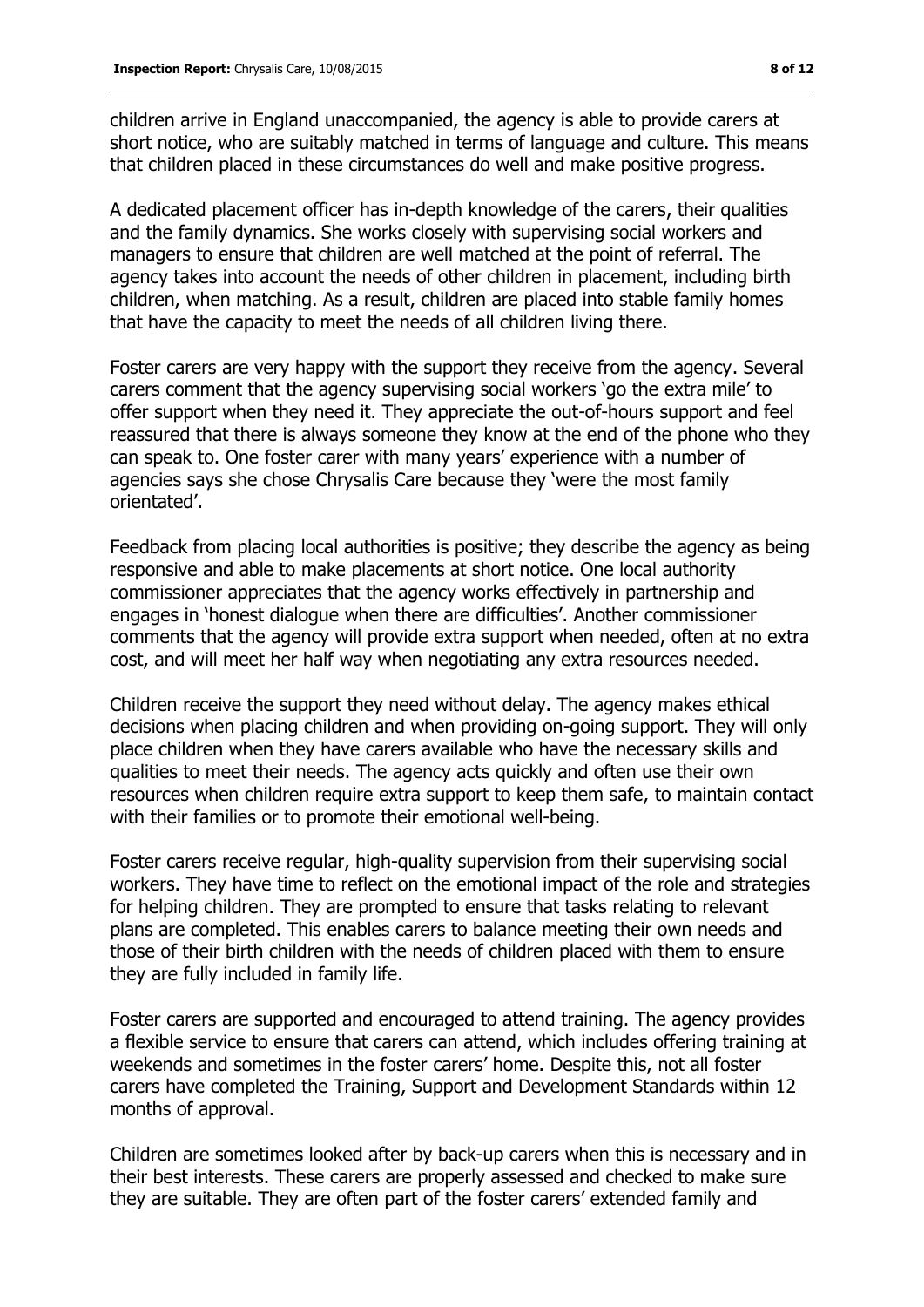children arrive in England unaccompanied, the agency is able to provide carers at short notice, who are suitably matched in terms of language and culture. This means that children placed in these circumstances do well and make positive progress.

A dedicated placement officer has in-depth knowledge of the carers, their qualities and the family dynamics. She works closely with supervising social workers and managers to ensure that children are well matched at the point of referral. The agency takes into account the needs of other children in placement, including birth children, when matching. As a result, children are placed into stable family homes that have the capacity to meet the needs of all children living there.

Foster carers are very happy with the support they receive from the agency. Several carers comment that the agency supervising social workers 'go the extra mile' to offer support when they need it. They appreciate the out-of-hours support and feel reassured that there is always someone they know at the end of the phone who they can speak to. One foster carer with many years' experience with a number of agencies says she chose Chrysalis Care because they 'were the most family orientated'.

Feedback from placing local authorities is positive; they describe the agency as being responsive and able to make placements at short notice. One local authority commissioner appreciates that the agency works effectively in partnership and engages in 'honest dialogue when there are difficulties'. Another commissioner comments that the agency will provide extra support when needed, often at no extra cost, and will meet her half way when negotiating any extra resources needed.

Children receive the support they need without delay. The agency makes ethical decisions when placing children and when providing on-going support. They will only place children when they have carers available who have the necessary skills and qualities to meet their needs. The agency acts quickly and often use their own resources when children require extra support to keep them safe, to maintain contact with their families or to promote their emotional well-being.

Foster carers receive regular, high-quality supervision from their supervising social workers. They have time to reflect on the emotional impact of the role and strategies for helping children. They are prompted to ensure that tasks relating to relevant plans are completed. This enables carers to balance meeting their own needs and those of their birth children with the needs of children placed with them to ensure they are fully included in family life.

Foster carers are supported and encouraged to attend training. The agency provides a flexible service to ensure that carers can attend, which includes offering training at weekends and sometimes in the foster carers' home. Despite this, not all foster carers have completed the Training, Support and Development Standards within 12 months of approval.

Children are sometimes looked after by back-up carers when this is necessary and in their best interests. These carers are properly assessed and checked to make sure they are suitable. They are often part of the foster carers' extended family and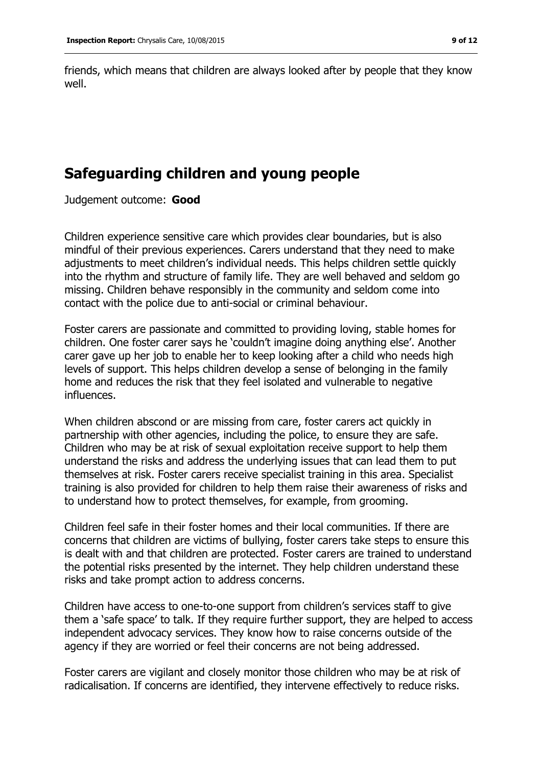friends, which means that children are always looked after by people that they know well.

## Safeguarding children and young people

Judgement outcome: **Good**

Children experience sensitive care which provides clear boundaries, but is also mindful of their previous experiences. Carers understand that they need to make adjustments to meet children's individual needs. This helps children settle quickly into the rhythm and structure of family life. They are well behaved and seldom go missing. Children behave responsibly in the community and seldom come into contact with the police due to anti-social or criminal behaviour.

Foster carers are passionate and committed to providing loving, stable homes for children. One foster carer says he 'couldn't imagine doing anything else'. Another carer gave up her job to enable her to keep looking after a child who needs high levels of support. This helps children develop a sense of belonging in the family home and reduces the risk that they feel isolated and vulnerable to negative influences.

When children abscond or are missing from care, foster carers act quickly in partnership with other agencies, including the police, to ensure they are safe. Children who may be at risk of sexual exploitation receive support to help them understand the risks and address the underlying issues that can lead them to put themselves at risk. Foster carers receive specialist training in this area. Specialist training is also provided for children to help them raise their awareness of risks and to understand how to protect themselves, for example, from grooming.

Children feel safe in their foster homes and their local communities. If there are concerns that children are victims of bullying, foster carers take steps to ensure this is dealt with and that children are protected. Foster carers are trained to understand the potential risks presented by the internet. They help children understand these risks and take prompt action to address concerns.

Children have access to one-to-one support from children's services staff to give them a 'safe space' to talk. If they require further support, they are helped to access independent advocacy services. They know how to raise concerns outside of the agency if they are worried or feel their concerns are not being addressed.

Foster carers are vigilant and closely monitor those children who may be at risk of radicalisation. If concerns are identified, they intervene effectively to reduce risks.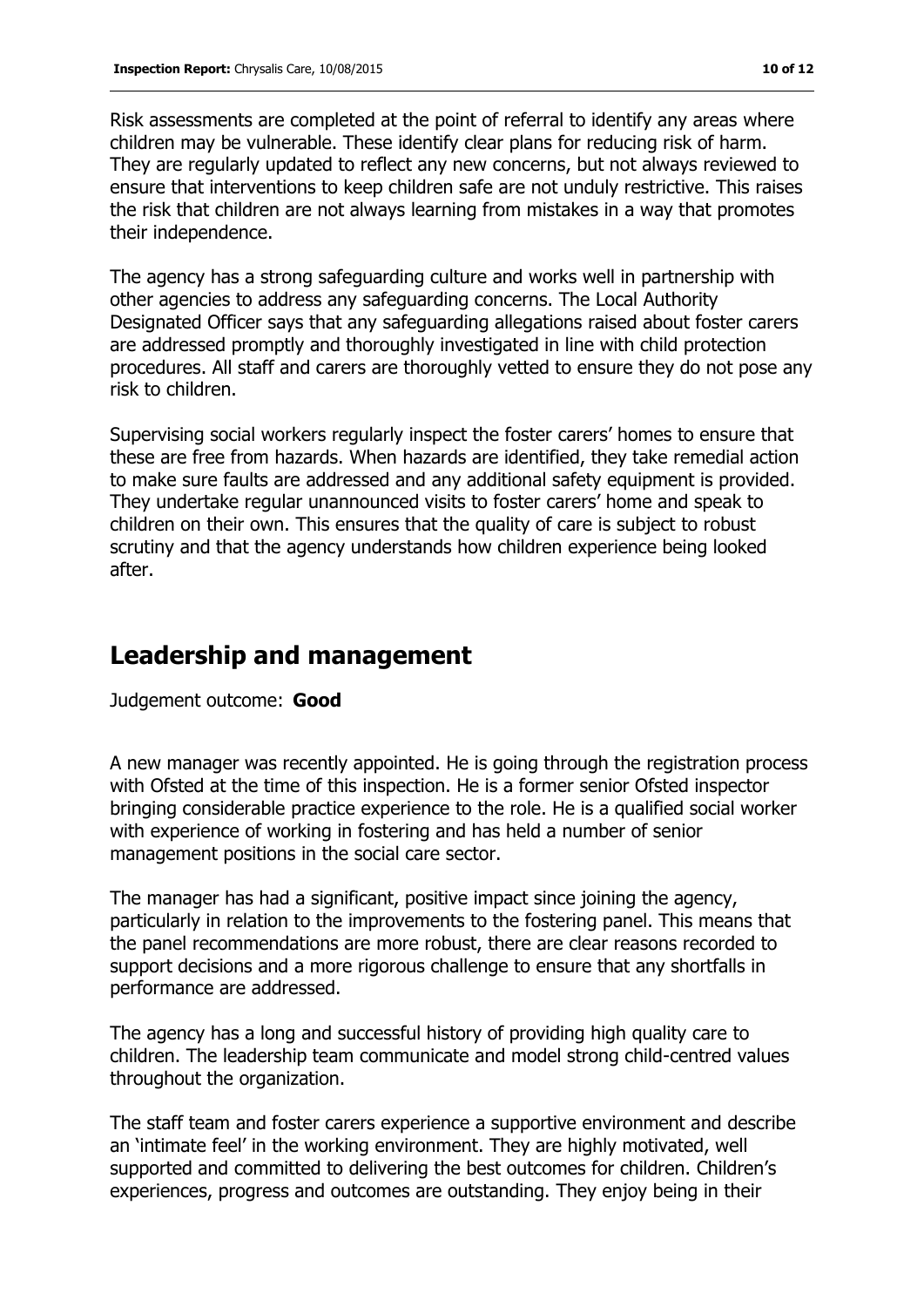Risk assessments are completed at the point of referral to identify any areas where children may be vulnerable. These identify clear plans for reducing risk of harm. They are regularly updated to reflect any new concerns, but not always reviewed to ensure that interventions to keep children safe are not unduly restrictive. This raises the risk that children are not always learning from mistakes in a way that promotes their independence.

The agency has a strong safeguarding culture and works well in partnership with other agencies to address any safeguarding concerns. The Local Authority Designated Officer says that any safeguarding allegations raised about foster carers are addressed promptly and thoroughly investigated in line with child protection procedures. All staff and carers are thoroughly vetted to ensure they do not pose any risk to children.

Supervising social workers regularly inspect the foster carers' homes to ensure that these are free from hazards. When hazards are identified, they take remedial action to make sure faults are addressed and any additional safety equipment is provided. They undertake regular unannounced visits to foster carers' home and speak to children on their own. This ensures that the quality of care is subject to robust scrutiny and that the agency understands how children experience being looked after.

## Leadership and management

Judgement outcome: **Good**

A new manager was recently appointed. He is going through the registration process with Ofsted at the time of this inspection. He is a former senior Ofsted inspector bringing considerable practice experience to the role. He is a qualified social worker with experience of working in fostering and has held a number of senior management positions in the social care sector.

The manager has had a significant, positive impact since joining the agency, particularly in relation to the improvements to the fostering panel. This means that the panel recommendations are more robust, there are clear reasons recorded to support decisions and a more rigorous challenge to ensure that any shortfalls in performance are addressed.

The agency has a long and successful history of providing high quality care to children. The leadership team communicate and model strong child-centred values throughout the organization.

The staff team and foster carers experience a supportive environment and describe an 'intimate feel' in the working environment. They are highly motivated, well supported and committed to delivering the best outcomes for children. Children's experiences, progress and outcomes are outstanding. They enjoy being in their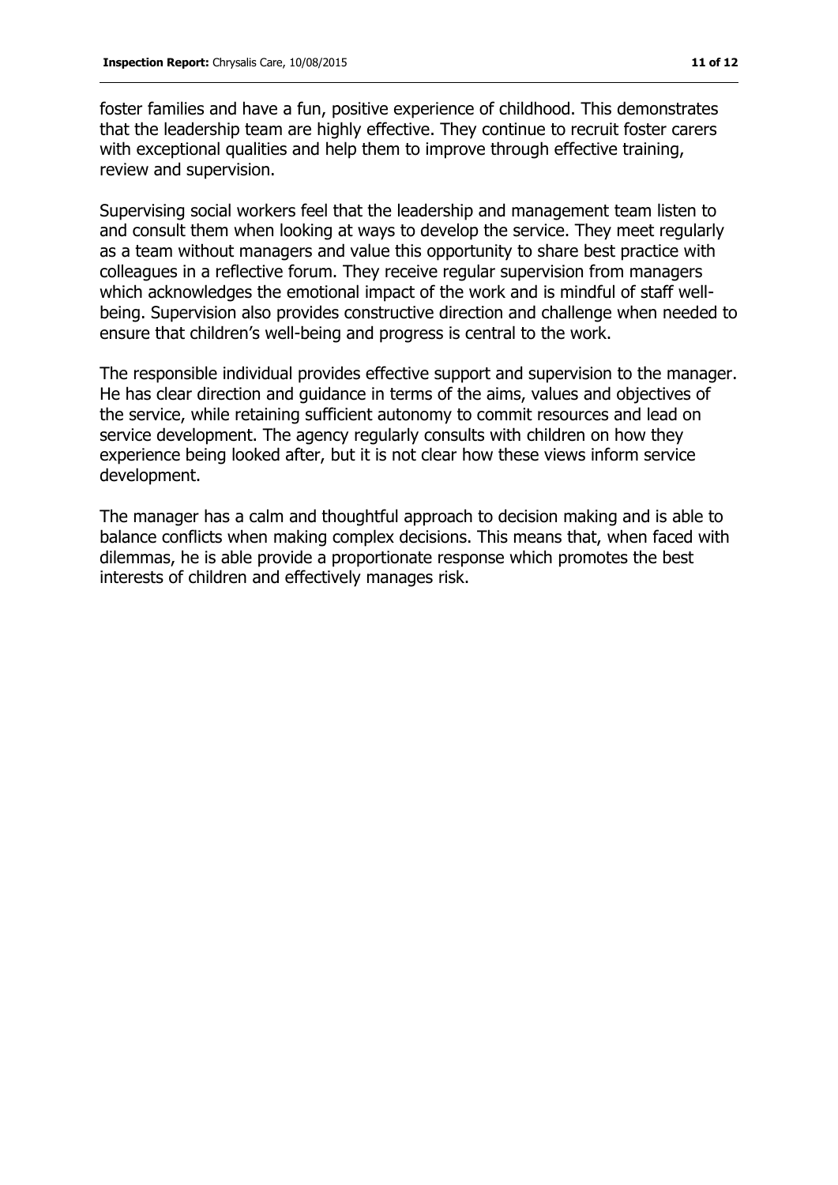foster families and have a fun, positive experience of childhood. This demonstrates that the leadership team are highly effective. They continue to recruit foster carers with exceptional qualities and help them to improve through effective training, review and supervision.

Supervising social workers feel that the leadership and management team listen to and consult them when looking at ways to develop the service. They meet regularly as a team without managers and value this opportunity to share best practice with colleagues in a reflective forum. They receive regular supervision from managers which acknowledges the emotional impact of the work and is mindful of staff well-being. Supervision also provides constructive direction and challenge when needed to ensure that children's well-being and progress is central to the work.

The responsible individual provides effective support and supervision to the manager. He has clear direction and guidance in terms of the aims, values and objectives of the service, while retaining sufficient autonomy to commit resources and lead on service development. The agency regularly consults with children on how they experience being looked after, but it is not clear how these views inform service development.

The manager has a calm and thoughtful approach to decision making and is able to balance conflicts when making complex decisions. This means that, when faced with dilemmas, he is able provide a proportionate response which promotes the best interests of children and effectively manages risk.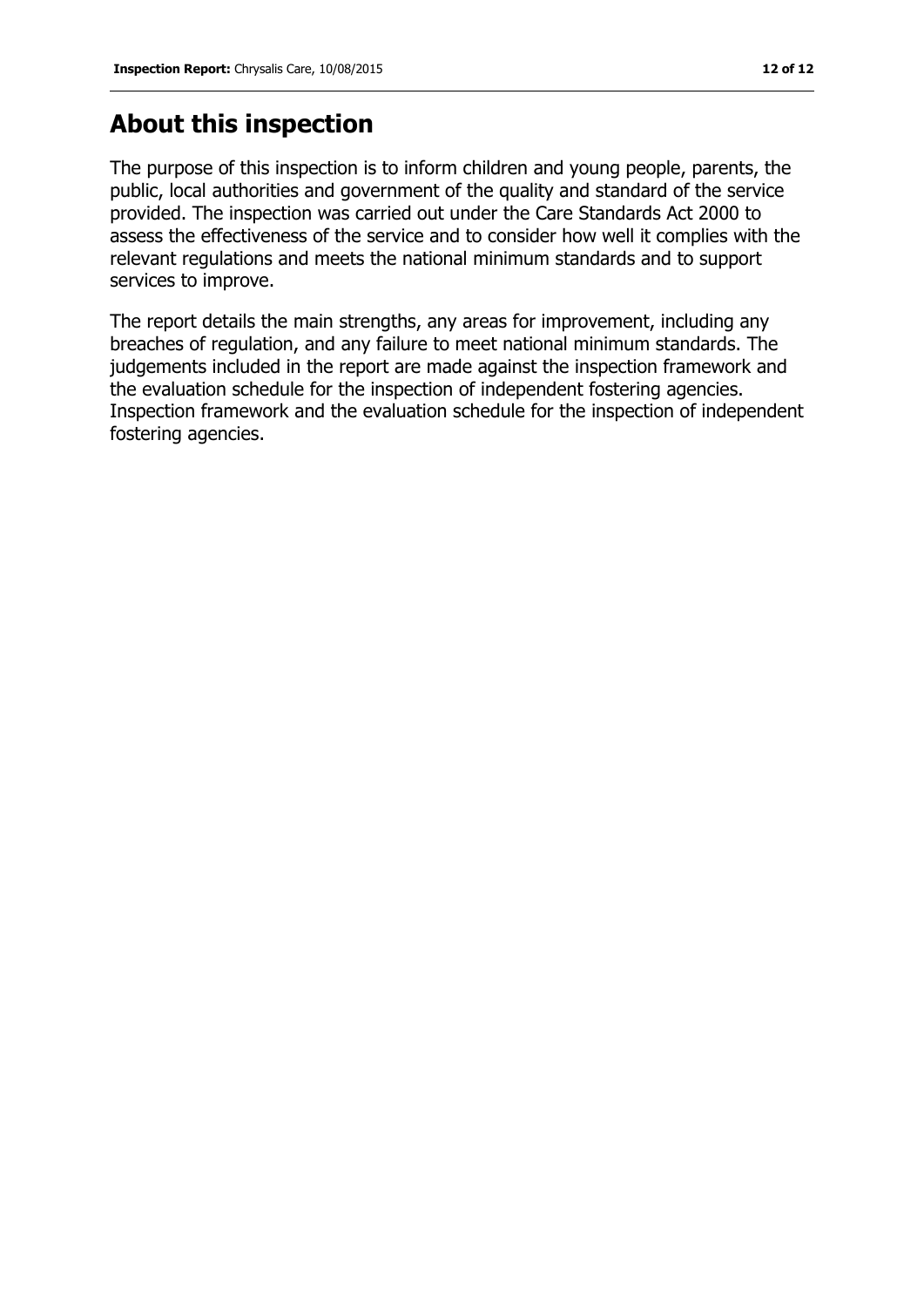## About this inspection

The purpose of this inspection is to inform children and young people, parents, the public, local authorities and government of the quality and standard of the service provided. The inspection was carried out under the Care Standards Act 2000 to assess the effectiveness of the service and to consider how well it complies with the relevant regulations and meets the national minimum standards and to support services to improve.

The report details the main strengths, any areas for improvement, including any breaches of regulation, and any failure to meet national minimum standards. The judgements included in the report are made against the inspection framework and the evaluation schedule for the inspection of independent fostering agencies. Inspection framework and the evaluation schedule for the inspection of independent fostering agencies.